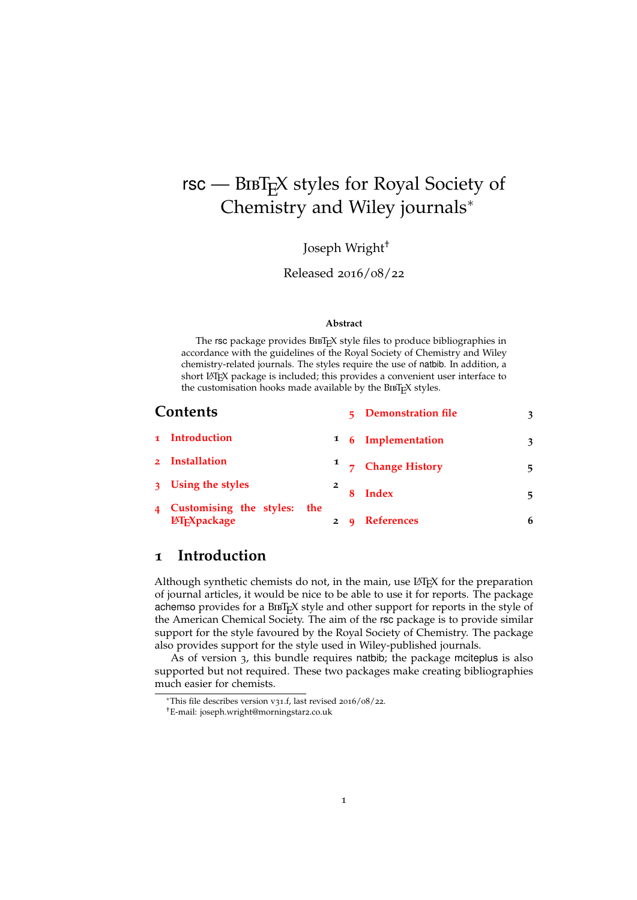# rsc — BibTeX styles for Royal Society of Chemistry and Wiley journals*

Joseph Wright†

Released 2016/08/22

**Abstract**

The rsc package provides BibTeX style files to produce bibliographies in accordance with the guidelines of the Royal Society of Chemistry and Wiley chemistry-related journals. The styles require the use of natbib. In addition, a short LaTeX package is included; this provides a convenient user interface to the customisation hooks made available by the BibTeX styles.

## Contents

| | | |
|---|---|---|
| 1 | Introduction | 1 |
| 2 | Installation | 1 |
| 3 | Using the styles | 2 |
| 4 | Customising the styles: the LaTeXpackage | 2 |
| 5 | Demonstration file | 3 |
| 6 | Implementation | 3 |
| 7 | Change History | 5 |
| 8 | Index | 5 |
| 9 | References | 6 |

## 1 Introduction

Although synthetic chemists do not, in the main, use LaTeX for the preparation of journal articles, it would be nice to be able to use it for reports. The package achemso provides for a BibTeX style and other support for reports in the style of the American Chemical Society. The aim of the rsc package is to provide similar support for the style favoured by the Royal Society of Chemistry. The package also provides support for the style used in Wiley-published journals.

As of version 3, this bundle requires natbib; the package mciteplus is also supported but not required. These two packages make creating bibliographies much easier for chemists.

*This file describes version v31.f, last revised 2016/08/22.

†E-mail: joseph.wright@morningstar2.co.uk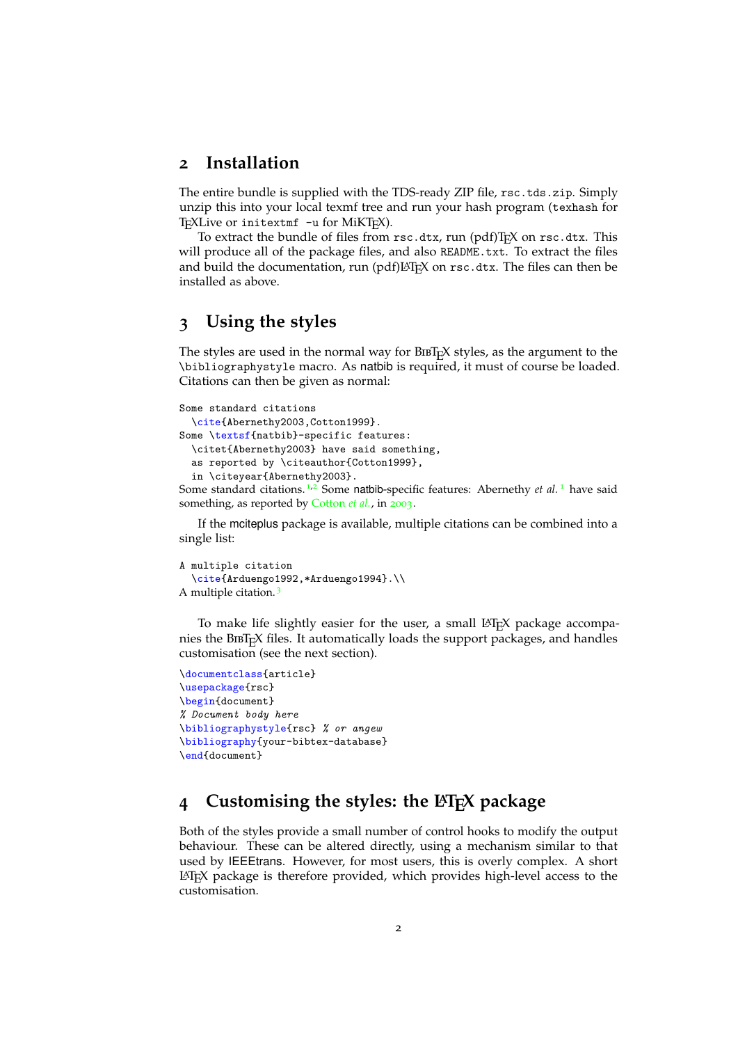## 2 Installation

The entire bundle is supplied with the TDS-ready ZIP file, `rsc.tds.zip`. Simply unzip this into your local texmf tree and run your hash program (`texhash` for TeXLive or `initextmf -u` for MiKTeX).

To extract the bundle of files from `rsc.dtx`, run (pdf)TeX on `rsc.dtx`. This will produce all of the package files, and also `README.txt`. To extract the files and build the documentation, run (pdf)LaTeX on `rsc.dtx`. The files can then be installed as above.

## 3 Using the styles

The styles are used in the normal way for BibTeX styles, as the argument to the `\bibliographystyle` macro. As natbib is required, it must of course be loaded. Citations can then be given as normal:

```
Some standard citations
  \cite{Abernethy2003,Cotton1999}.
Some \textsf{natbib}-specific features:
  \citet{Abernethy2003} have said something,
  as reported by \citeauthor{Cotton1999},
  in \citeyear{Abernethy2003}.
```

Some standard citations.[1,2] Some natbib-specific features: Abernethy *et al.*[1] have said something, as reported by Cotton *et al.*, in 2003.

If the mciteplus package is available, multiple citations can be combined into a single list:

```
A multiple citation
  \cite{Arduengo1992,*Arduengo1994}.\\
```

A multiple citation.[3]

To make life slightly easier for the user, a small LaTeX package accompanies the BibTeX files. It automatically loads the support packages, and handles customisation (see the next section).

```
\documentclass{article}
\usepackage{rsc}
\begin{document}
% Document body here
\bibliographystyle{rsc} % or angew
\bibliography{your-bibtex-database}
\end{document}
```

## 4 Customising the styles: the LaTeX package

Both of the styles provide a small number of control hooks to modify the output behaviour. These can be altered directly, using a mechanism similar to that used by IEEEtrans. However, for most users, this is overly complex. A short LaTeX package is therefore provided, which provides high-level access to the customisation.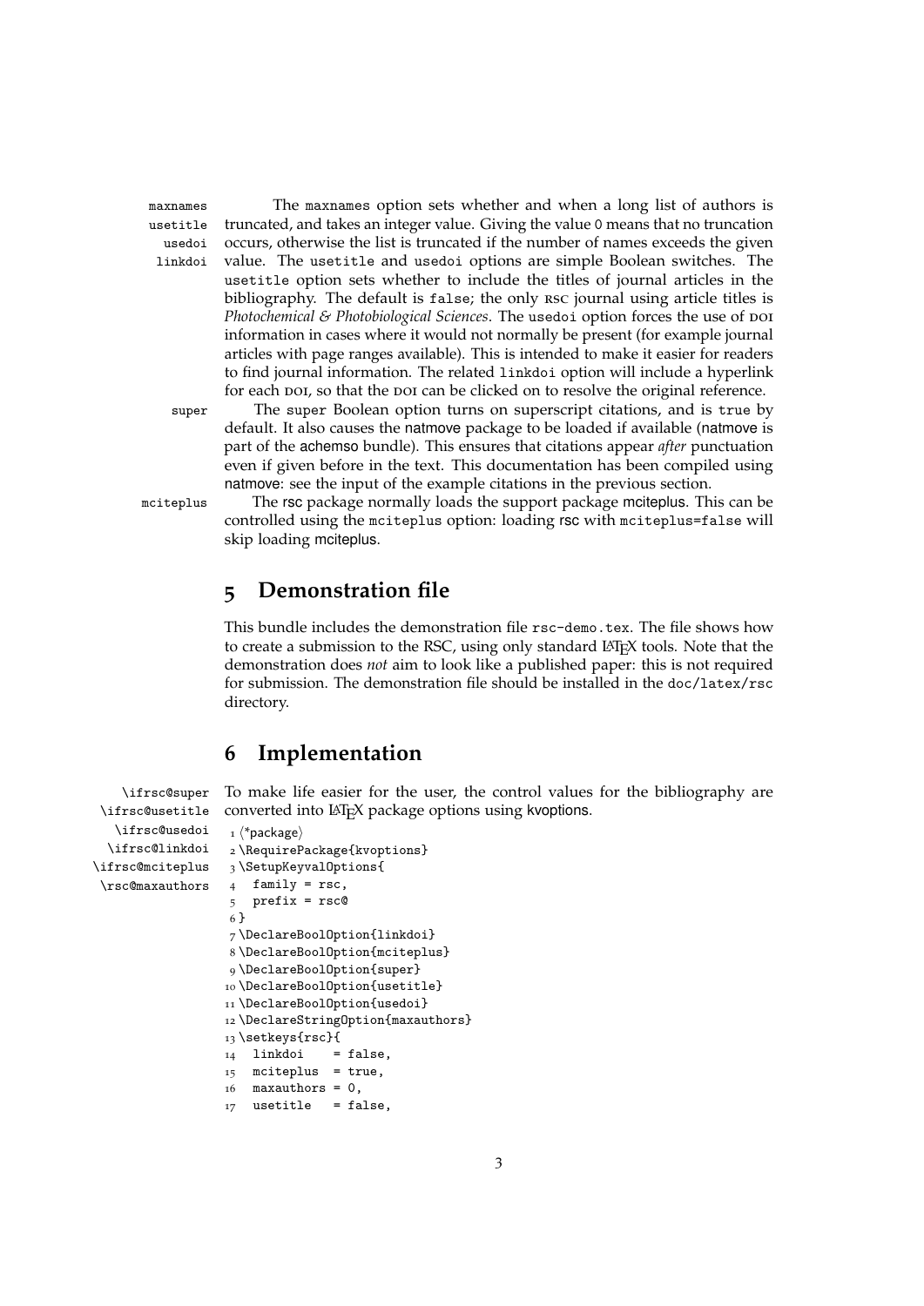maxnames usetitle usedoi linkdoi

The `maxnames` option sets whether and when a long list of authors is truncated, and takes an integer value. Giving the value `0` means that no truncation occurs, otherwise the list is truncated if the number of names exceeds the given value. The `usetitle` and `usedoi` options are simple Boolean switches. The `usetitle` option sets whether to include the titles of journal articles in the bibliography. The default is `false`; the only RSC journal using article titles is *Photochemical & Photobiological Sciences*. The `usedoi` option forces the use of DOI information in cases where it would not normally be present (for example journal articles with page ranges available). This is intended to make it easier for readers to find journal information. The related `linkdoi` option will include a hyperlink for each DOI, so that the DOI can be clicked on to resolve the original reference.

super

The `super` Boolean option turns on superscript citations, and is `true` by default. It also causes the natmove package to be loaded if available (natmove is part of the achemso bundle). This ensures that citations appear *after* punctuation even if given before in the text. This documentation has been compiled using natmove: see the input of the example citations in the previous section.

mciteplus

The rsc package normally loads the support package mciteplus. This can be controlled using the `mciteplus` option: loading rsc with `mciteplus=false` will skip loading mciteplus.

## 5 Demonstration file

This bundle includes the demonstration file `rsc-demo.tex`. The file shows how to create a submission to the RSC, using only standard LaTeX tools. Note that the demonstration does *not* aim to look like a published paper: this is not required for submission. The demonstration file should be installed in the `doc/latex/rsc` directory.

## 6 Implementation

\ifrsc@super \ifrsc@usetitle \ifrsc@usedoi \ifrsc@linkdoi \ifrsc@mciteplus \rsc@maxauthors

To make life easier for the user, the control values for the bibliography are converted into LaTeX package options using kvoptions.

```
1 ⟨*package⟩
2 \RequirePackage{kvoptions}
3 \SetupKeyvalOptions{
4   family = rsc,
5   prefix = rsc@
6 }
7 \DeclareBoolOption{linkdoi}
8 \DeclareBoolOption{mciteplus}
9 \DeclareBoolOption{super}
10 \DeclareBoolOption{usetitle}
11 \DeclareBoolOption{usedoi}
12 \DeclareStringOption{maxauthors}
13 \setkeys{rsc}{
14   linkdoi    = false,
15   mciteplus  = true,
16   maxauthors = 0,
17   usetitle   = false,
```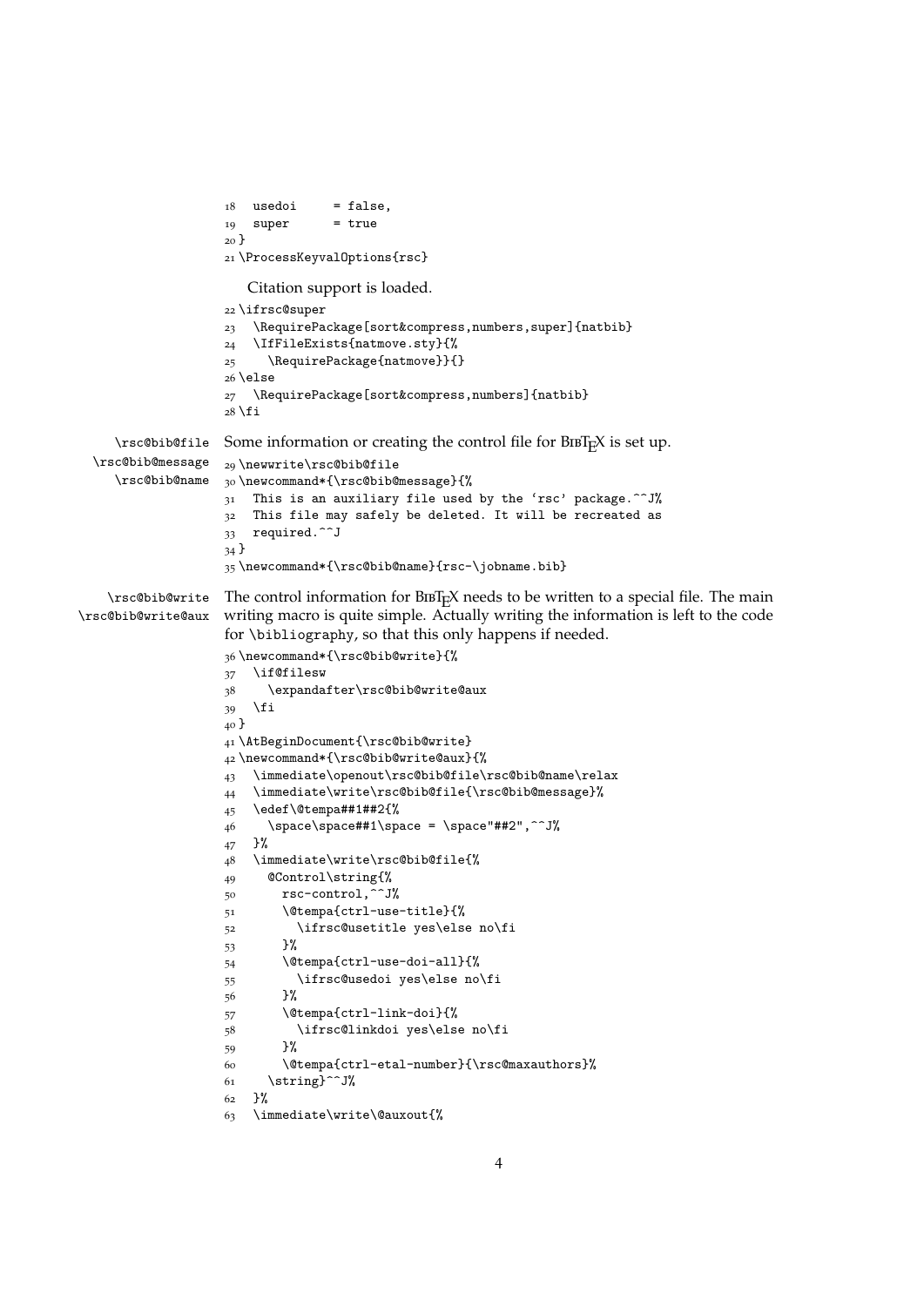```
18   usedoi     = false,
19   super      = true
20 }
21 \ProcessKeyvalOptions{rsc}
```

Citation support is loaded.

```
22 \ifrsc@super
23   \RequirePackage[sort&compress,numbers,super]{natbib}
24   \IfFileExists{natmove.sty}{%
25     \RequirePackage{natmove}}{}
26 \else
27   \RequirePackage[sort&compress,numbers]{natbib}
28 \fi
```

\rsc@bib@file \rsc@bib@message \rsc@bib@name

Some information or creating the control file for BibTeX is set up.

```
29 \newwrite\rsc@bib@file
30 \newcommand*{\rsc@bib@message}{%
31   This is an auxiliary file used by the 'rsc' package.^^J%
32   This file may safely be deleted. It will be recreated as
33   required.^^J
34 }
35 \newcommand*{\rsc@bib@name}{rsc-\jobname.bib}
```

\rsc@bib@write \rsc@bib@write@aux

The control information for BibTeX needs to be written to a special file. The main writing macro is quite simple. Actually writing the information is left to the code for \bibliography, so that this only happens if needed.

```
36 \newcommand*{\rsc@bib@write}{%
37   \if@filesw
38     \expandafter\rsc@bib@write@aux
39   \fi
40 }
41 \AtBeginDocument{\rsc@bib@write}
42 \newcommand*{\rsc@bib@write@aux}{%
43   \immediate\openout\rsc@bib@file\rsc@bib@name\relax
44   \immediate\write\rsc@bib@file{\rsc@bib@message}%
45   \edef\@tempa##1##2{%
46     \space\space##1\space = \space"##2",^^J%
47   }%
48   \immediate\write\rsc@bib@file{%
49     @Control\string{%
50       rsc-control,^^J%
51       \@tempa{ctrl-use-title}{%
52         \ifrsc@usetitle yes\else no\fi
53       }%
54       \@tempa{ctrl-use-doi-all}{%
55         \ifrsc@usedoi yes\else no\fi
56       }%
57       \@tempa{ctrl-link-doi}{%
58         \ifrsc@linkdoi yes\else no\fi
59       }%
60       \@tempa{ctrl-etal-number}{\rsc@maxauthors}%
61     \string}^^J%
62   }%
63   \immediate\write\@auxout{%
```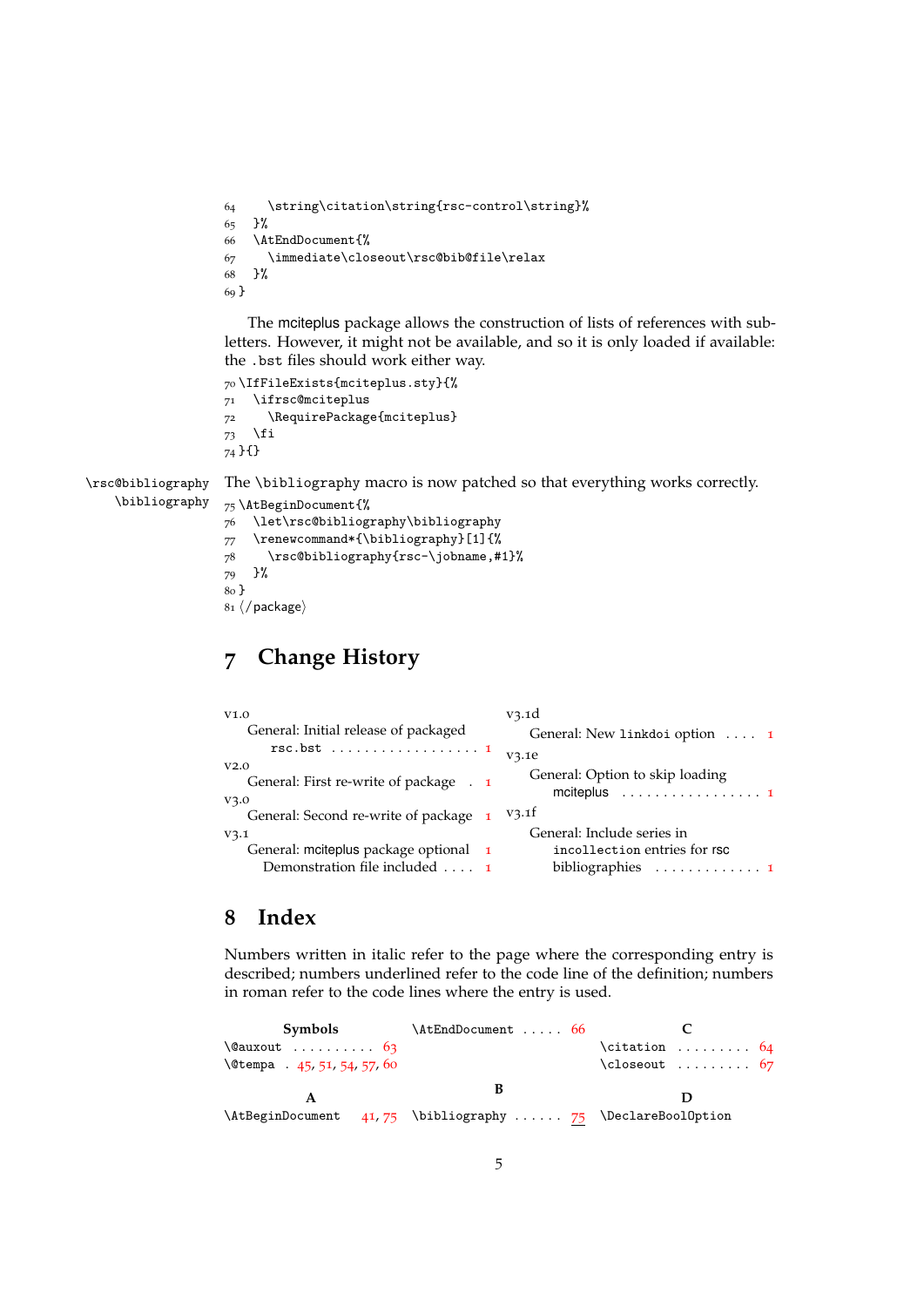```
64     \string\citation\string{rsc-control\string}%
65   }%
66   \AtEndDocument{%
67     \immediate\closeout\rsc@bib@file\relax
68   }%
69 }
```

The mciteplus package allows the construction of lists of references with sub-letters. However, it might not be available, and so it is only loaded if available: the .bst files should work either way.

```
70 \IfFileExists{mciteplus.sty}{%
71   \ifrsc@mciteplus
72     \RequirePackage{mciteplus}
73   \fi
74 }{}
```

\rsc@bibliography
\bibliography

The \bibliography macro is now patched so that everything works correctly.

```
75 \AtBeginDocument{%
76   \let\rsc@bibliography\bibliography
77   \renewcommand*{\bibliography}[1]{%
78     \rsc@bibliography{rsc-\jobname,#1}%
79   }%
80 }
81 ⟨/package⟩
```

## 7 Change History

v1.0
  General: Initial release of packaged rsc.bst . . . . . . . . . . . . . . . . . . 1

v2.0
  General: First re-write of package . 1

v3.0
  General: Second re-write of package 1

v3.1
  General: mciteplus package optional 1
  Demonstration file included . . . . 1

v3.1d
  General: New linkdoi option . . . . 1

v3.1e
  General: Option to skip loading mciteplus . . . . . . . . . . . . . . . . . 1

v3.1f
  General: Include series in incollection entries for rsc bibliographies . . . . . . . . . . . . . 1

## 8 Index

Numbers written in italic refer to the page where the corresponding entry is described; numbers underlined refer to the code line of the definition; numbers in roman refer to the code lines where the entry is used.

**Symbols**
\@auxout . . . . . . . . . . 63
\@tempa . 45, 51, 54, 57, 60

**A**
\AtBeginDocument 41, 75
\AtEndDocument . . . . . 66

**B**
\bibliography . . . . . . 75

**C**
\citation . . . . . . . . . 64
\closeout . . . . . . . . . 67

**D**
\DeclareBoolOption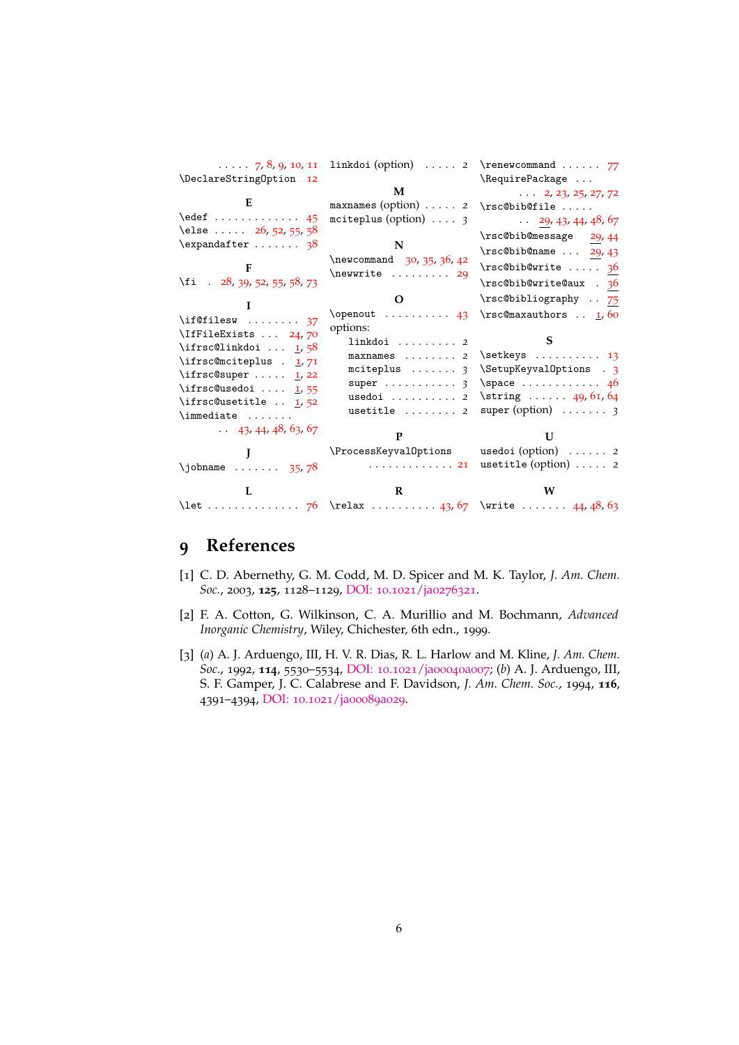. . . . . 7, 8, 9, 10, 11
\DeclareStringOption 12

**E**

\edef . . . . . . . . . . . . . 45
\else . . . . . 26, 52, 55, 58
\expandafter . . . . . . . 38

**F**

\fi . 28, 39, 52, 55, 58, 73

**I**

\if@filesw . . . . . . . . 37
\IfFileExists . . . 24, 70
\ifrsc@linkdoi . . . 1, 58
\ifrsc@mciteplus . 1, 71
\ifrsc@super . . . . . 1, 22
\ifrsc@usedoi . . . . 1, 55
\ifrsc@usetitle . . 1, 52
\immediate . . . . . . .
. . 43, 44, 48, 63, 67

**J**

\jobname . . . . . . . 35, 78

**L**

\let . . . . . . . . . . . . . . 76

linkdoi (option) . . . . . 2

**M**

maxnames (option) . . . . . 2
mciteplus (option) . . . . 3

**N**

\newcommand 30, 35, 36, 42
\newwrite . . . . . . . . . 29

**O**

\openout . . . . . . . . . . 43
options:
  linkdoi . . . . . . . . . 2
  maxnames . . . . . . . . 2
  mciteplus . . . . . . . 3
  super . . . . . . . . . . . 3
  usedoi . . . . . . . . . . 2
  usetitle . . . . . . . . 2

**P**

\ProcessKeyvalOptions
. . . . . . . . . . . . . 21

**R**

\relax . . . . . . . . . . 43, 67

\renewcommand . . . . . . 77
\RequirePackage . . .
. . . 2, 23, 25, 27, 72
\rsc@bib@file . . . . .
. . 29, 43, 44, 48, 67
\rsc@bib@message 29, 44
\rsc@bib@name . . . 29, 43
\rsc@bib@write . . . . . 36
\rsc@bib@write@aux . 36
\rsc@bibliography . . 75
\rsc@maxauthors . . 1, 60

**S**

\setkeys . . . . . . . . . . 13
\SetupKeyvalOptions . 3
\space . . . . . . . . . . . . 46
\string . . . . . . 49, 61, 64
super (option) . . . . . . . 3

**U**

usedoi (option) . . . . . . 2
usetitle (option) . . . . . 2

**W**

\write . . . . . . . 44, 48, 63

# 9 References

[1] C. D. Abernethy, G. M. Codd, M. D. Spicer and M. K. Taylor, *J. Am. Chem. Soc.*, 2003, **125**, 1128–1129, DOI: 10.1021/ja0276321.

[2] F. A. Cotton, G. Wilkinson, C. A. Murillio and M. Bochmann, *Advanced Inorganic Chemistry*, Wiley, Chichester, 6th edn., 1999.

[3] (*a*) A. J. Arduengo, III, H. V. R. Dias, R. L. Harlow and M. Kline, *J. Am. Chem. Soc.*, 1992, **114**, 5530–5534, DOI: 10.1021/ja00040a007; (*b*) A. J. Arduengo, III, S. F. Gamper, J. C. Calabrese and F. Davidson, *J. Am. Chem. Soc.*, 1994, **116**, 4391–4394, DOI: 10.1021/ja00089a029.